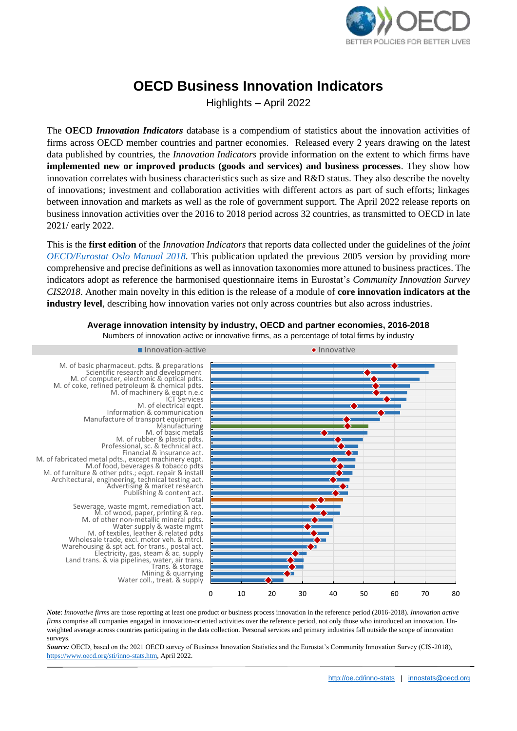# OECD Business Innovation Indicators

Highlights – April 2022

The **OECD *Innovation Indicators*** database is a compendium of statistics about the innovation activities of firms across OECD member countries and partner economies. Released every 2 years drawing on the latest data published by countries, the *Innovation Indicators* provide information on the extent to which firms have **implemented new or improved products (goods and services) and business processes**. They show how innovation correlates with business characteristics such as size and R&D status. They also describe the novelty of innovations; investment and collaboration activities with different actors as part of such efforts; linkages between innovation and markets as well as the role of government support. The April 2022 release reports on business innovation activities over the 2016 to 2018 period across 32 countries, as transmitted to OECD in late 2021/ early 2022.

This is the **first edition** of the *Innovation Indicators* that reports data collected under the guidelines of the *joint OECD/Eurostat Oslo Manual 2018*. This publication updated the previous 2005 version by providing more comprehensive and precise definitions as well as innovation taxonomies more attuned to business practices. The indicators adopt as reference the harmonised questionnaire items in Eurostat's *Community Innovation Survey CIS2018*. Another main novelty in this edition is the release of a module of **core innovation indicators at the industry level**, describing how innovation varies not only across countries but also across industries.

**Average innovation intensity by industry, OECD and partner economies, 2016-2018**

Numbers of innovation active or innovative firms, as a percentage of total firms by industry

| Industry | Innovation-active | Innovative |
|---|---|---|
| M. of basic pharmaceut. pdts. & preparations | 73 | 60 |
| Scientific research and development | 71 | 51 |
| M. of computer, electronic & optical pdts. | 68 | 53 |
| M. of coke, refined petroleum & chemical pdts. | 65 | 54 |
| M. of machinery & eqpt n.e.c | 64 | 54 |
| ICT Services | 64 | 57 |
| M. of electrical eqpt. | 62 | 47 |
| Information & communication | 62 | 56 |
| Manufacture of transport equipment | 55 | 44 |
| Manufacturing | 51 | 45 |
| M. of basic metals | 51 | 37 |
| M. of rubber & plastic pdts. | 50 | 42 |
| Professional, sc. & technical act. | 48 | 43 |
| Financial & insurance act. | 48 | 45 |
| M. of fabricated metal pdts., except machinery eqpt. | 47 | 40 |
| M.of food, beverages & tobacco pdts | 47 | 42 |
| M. of furniture & other pdts.; eqpt. repair & install | 46 | 42 |
| Architectural, engineering, technical testing act. | 45 | 40 |
| Advertising & market research | 45 | 43 |
| Publishing & content act. | 45 | 41 |
| Total | 43 | 36 |
| Sewerage, waste mgmt, remediation act. | 42 | 33 |
| M. of wood, paper, printing & rep. | 42 | 37 |
| M. of other non-metallic mineral pdts. | 40 | 34 |
| Water supply & waste mgmt | 40 | 32 |
| M. of textiles, leather & related pdts | 39 | 34 |
| Wholesale trade, excl. motor veh. & mtrcl. | 38 | 35 |
| Warehousing & spt act. for trans., postal act. | 35 | 33 |
| Electricity, gas, steam & ac. supply | 31 | 28 |
| Land trans. & via pipelines, water, air trans. | 30 | 26 |
| Trans. & storage | 30 | 27 |
| Mining & quarrying | 27 | 25 |
| Water coll., treat. & supply | 24 | 19 |

***Note***: *Innovative firms* are those reporting at least one product or business process innovation in the reference period (2016-2018). *Innovation active firms* comprise all companies engaged in innovation-oriented activities over the reference period, not only those who introduced an innovation. Un-weighted average across countries participating in the data collection. Personal services and primary industries fall outside the scope of innovation surveys.

***Source:*** OECD, based on the 2021 OECD survey of Business Innovation Statistics and the Eurostat's Community Innovation Survey (CIS-2018), https://www.oecd.org/sti/inno-stats.htm, April 2022.

http://oe.cd/inno-stats | innostats@oecd.org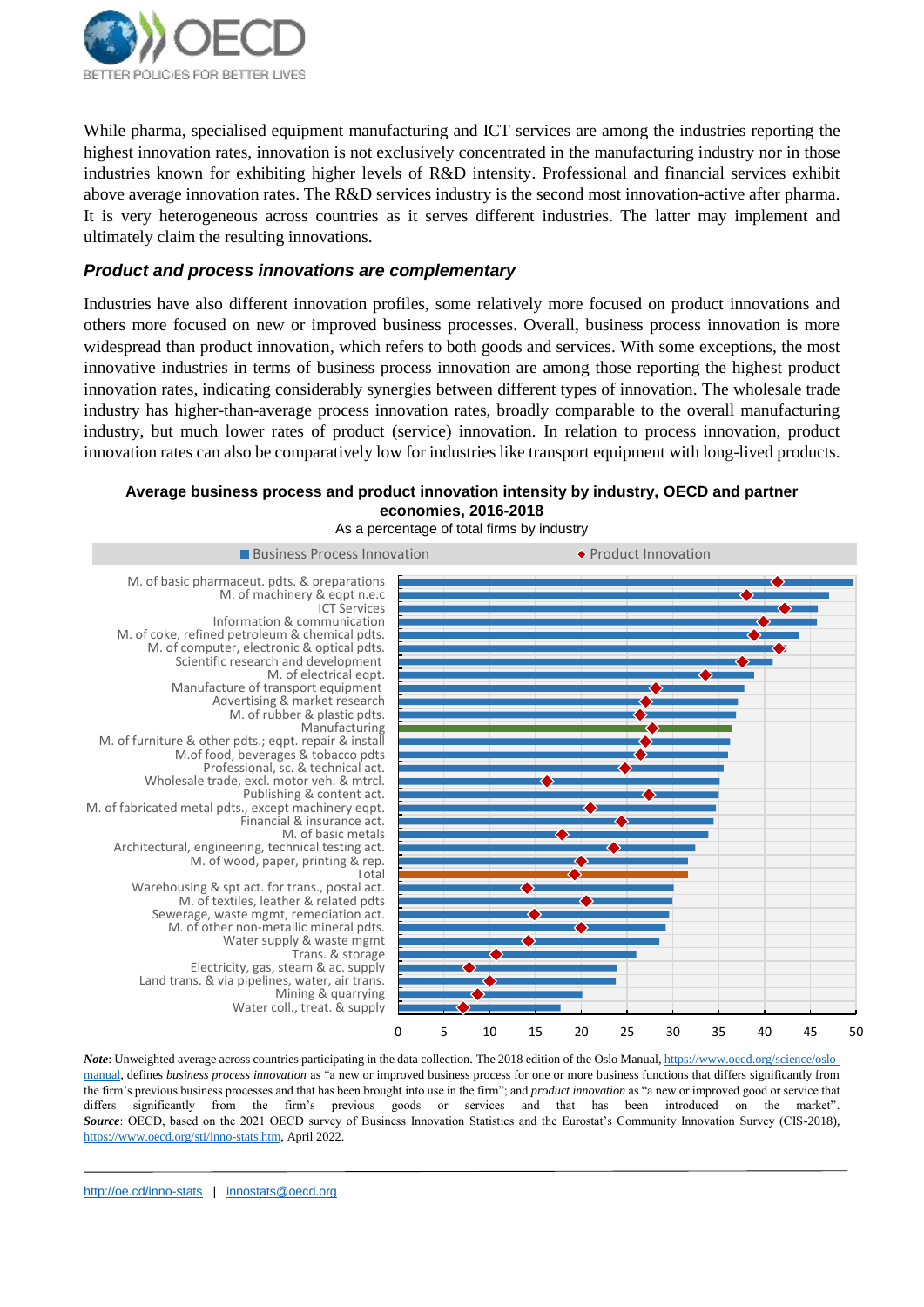While pharma, specialised equipment manufacturing and ICT services are among the industries reporting the highest innovation rates, innovation is not exclusively concentrated in the manufacturing industry nor in those industries known for exhibiting higher levels of R&D intensity. Professional and financial services exhibit above average innovation rates. The R&D services industry is the second most innovation-active after pharma. It is very heterogeneous across countries as it serves different industries. The latter may implement and ultimately claim the resulting innovations.

### *Product and process innovations are complementary*

Industries have also different innovation profiles, some relatively more focused on product innovations and others more focused on new or improved business processes. Overall, business process innovation is more widespread than product innovation, which refers to both goods and services. With some exceptions, the most innovative industries in terms of business process innovation are among those reporting the highest product innovation rates, indicating considerably synergies between different types of innovation. The wholesale trade industry has higher-than-average process innovation rates, broadly comparable to the overall manufacturing industry, but much lower rates of product (service) innovation. In relation to process innovation, product innovation rates can also be comparatively low for industries like transport equipment with long-lived products.

**Average business process and product innovation intensity by industry, OECD and partner economies, 2016-2018**

As a percentage of total firms by industry

■ Business Process Innovation ◆ Product Innovation

- M. of basic pharmaceut. pdts. & preparations
- M. of machinery & eqpt n.e.c
- ICT Services
- Information & communication
- M. of coke, refined petroleum & chemical pdts.
- M. of computer, electronic & optical pdts.
- Scientific research and development
- M. of electrical eqpt.
- Manufacture of transport equipment
- Advertising & market research
- M. of rubber & plastic pdts.
- Manufacturing
- M. of furniture & other pdts.; eqpt. repair & install
- M.of food, beverages & tobacco pdts
- Professional, sc. & technical act.
- Wholesale trade, excl. motor veh. & mtrcl.
- Publishing & content act.
- M. of fabricated metal pdts., except machinery eqpt.
- Financial & insurance act.
- M. of basic metals
- Architectural, engineering, technical testing act.
- M. of wood, paper, printing & rep.
- Total
- Warehousing & spt act. for trans., postal act.
- M. of textiles, leather & related pdts
- Sewerage, waste mgmt, remediation act.
- M. of other non-metallic mineral pdts.
- Water supply & waste mgmt
- Trans. & storage
- Electricity, gas, steam & ac. supply
- Land trans. & via pipelines, water, air trans.
- Mining & quarrying
- Water coll., treat. & supply

0 5 10 15 20 25 30 35 40 45 50

***Note***: Unweighted average across countries participating in the data collection. The 2018 edition of the Oslo Manual, https://www.oecd.org/science/oslo-manual, defines *business process innovation* as "a new or improved business process for one or more business functions that differs significantly from the firm's previous business processes and that has been brought into use in the firm"; and *product innovation* as "a new or improved good or service that differs significantly from the firm's previous goods or services and that has been introduced on the market".
***Source***: OECD, based on the 2021 OECD survey of Business Innovation Statistics and the Eurostat's Community Innovation Survey (CIS-2018), https://www.oecd.org/sti/inno-stats.htm, April 2022.

http://oe.cd/inno-stats | innostats@oecd.org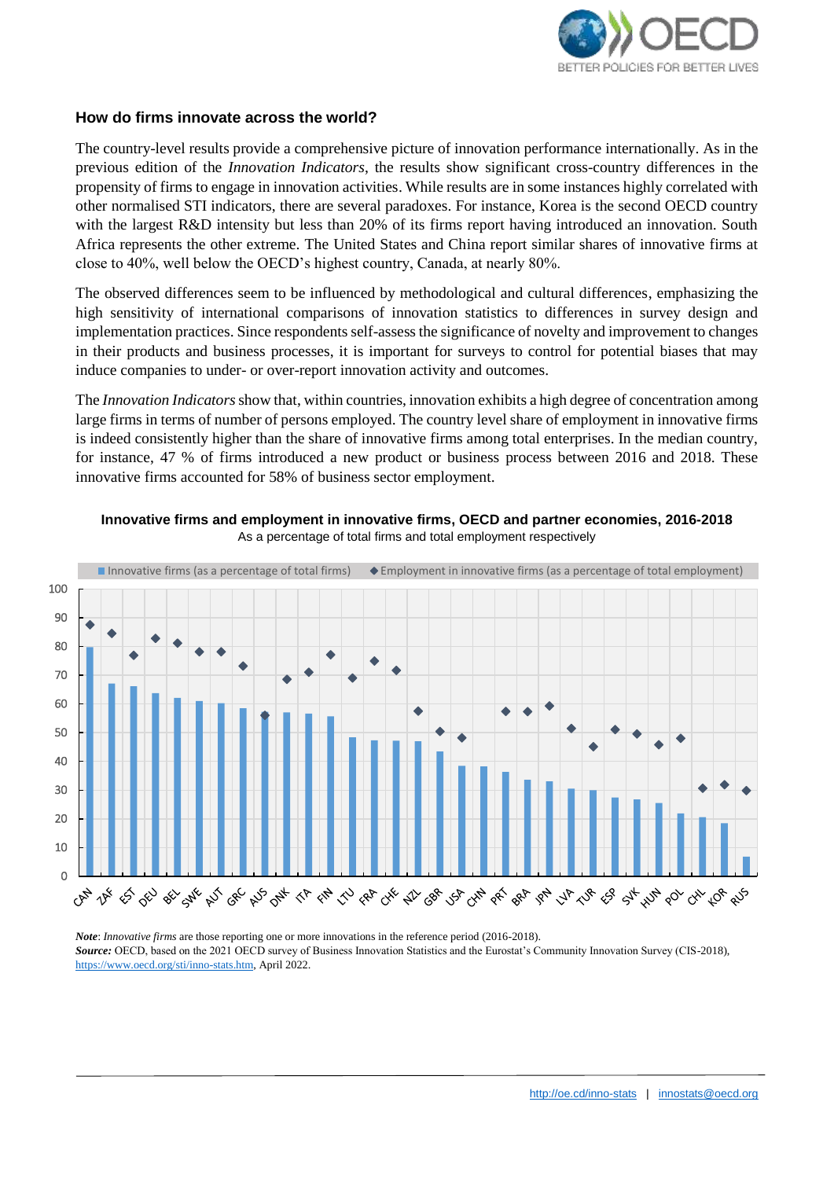### How do firms innovate across the world?

The country-level results provide a comprehensive picture of innovation performance internationally. As in the previous edition of the *Innovation Indicators*, the results show significant cross-country differences in the propensity of firms to engage in innovation activities. While results are in some instances highly correlated with other normalised STI indicators, there are several paradoxes. For instance, Korea is the second OECD country with the largest R&D intensity but less than 20% of its firms report having introduced an innovation. South Africa represents the other extreme. The United States and China report similar shares of innovative firms at close to 40%, well below the OECD's highest country, Canada, at nearly 80%.

The observed differences seem to be influenced by methodological and cultural differences, emphasizing the high sensitivity of international comparisons of innovation statistics to differences in survey design and implementation practices. Since respondents self-assess the significance of novelty and improvement to changes in their products and business processes, it is important for surveys to control for potential biases that may induce companies to under- or over-report innovation activity and outcomes.

The *Innovation Indicators* show that, within countries, innovation exhibits a high degree of concentration among large firms in terms of number of persons employed. The country level share of employment in innovative firms is indeed consistently higher than the share of innovative firms among total enterprises. In the median country, for instance, 47 % of firms introduced a new product or business process between 2016 and 2018. These innovative firms accounted for 58% of business sector employment.

**Innovative firms and employment in innovative firms, OECD and partner economies, 2016-2018**

As a percentage of total firms and total employment respectively

■ Innovative firms (as a percentage of total firms) ◆ Employment in innovative firms (as a percentage of total employment)

CAN, ZAF, EST, DEU, BEL, SWE, AUT, GRC, AUS, DNK, ITA, FIN, LTU, FRA, CHE, NZL, GBR, USA, CHN, PRT, BRA, JPN, LVA, TUR, ESP, SVK, HUN, POL, CHL, KOR, RUS

***Note***: *Innovative firms* are those reporting one or more innovations in the reference period (2016-2018).
***Source:*** OECD, based on the 2021 OECD survey of Business Innovation Statistics and the Eurostat's Community Innovation Survey (CIS-2018), https://www.oecd.org/sti/inno-stats.htm, April 2022.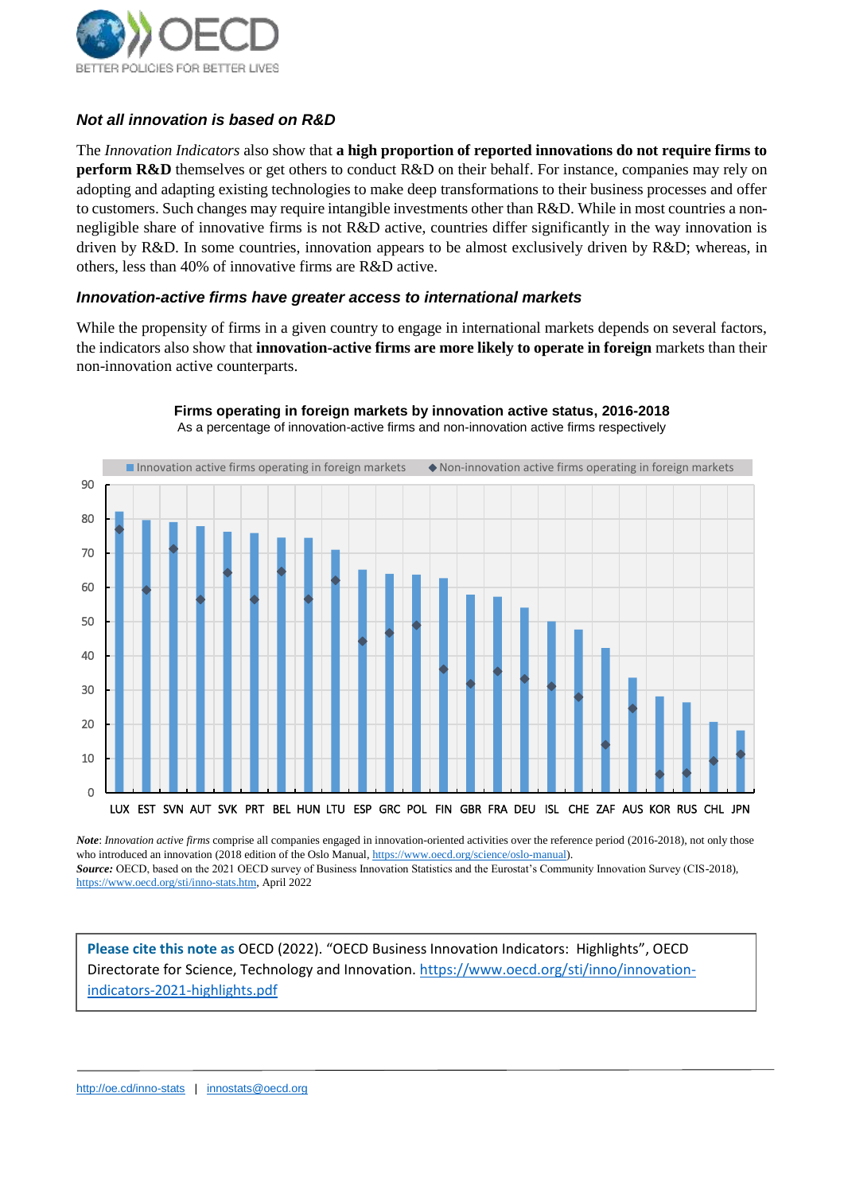### *Not all innovation is based on R&D*

The *Innovation Indicators* also show that **a high proportion of reported innovations do not require firms to perform R&D** themselves or get others to conduct R&D on their behalf. For instance, companies may rely on adopting and adapting existing technologies to make deep transformations to their business processes and offer to customers. Such changes may require intangible investments other than R&D. While in most countries a non-negligible share of innovative firms is not R&D active, countries differ significantly in the way innovation is driven by R&D. In some countries, innovation appears to be almost exclusively driven by R&D; whereas, in others, less than 40% of innovative firms are R&D active.

### *Innovation-active firms have greater access to international markets*

While the propensity of firms in a given country to engage in international markets depends on several factors, the indicators also show that **innovation-active firms are more likely to operate in foreign** markets than their non-innovation active counterparts.

**Firms operating in foreign markets by innovation active status, 2016-2018**

As a percentage of innovation-active firms and non-innovation active firms respectively

Innovation active firms operating in foreign markets
Non-innovation active firms operating in foreign markets

90
80
70
60
50
40
30
20
10
0

LUX EST SVN AUT SVK PRT BEL HUN LTU ESP GRC POL FIN GBR FRA DEU ISL CHE ZAF AUS KOR RUS CHL JPN

***Note***: *Innovation active firms* comprise all companies engaged in innovation-oriented activities over the reference period (2016-2018), not only those who introduced an innovation (2018 edition of the Oslo Manual, https://www.oecd.org/science/oslo-manual).
***Source:*** OECD, based on the 2021 OECD survey of Business Innovation Statistics and the Eurostat's Community Innovation Survey (CIS-2018), https://www.oecd.org/sti/inno-stats.htm, April 2022

**Please cite this note as** OECD (2022). "OECD Business Innovation Indicators: Highlights", OECD Directorate for Science, Technology and Innovation. https://www.oecd.org/sti/inno/innovation-indicators-2021-highlights.pdf